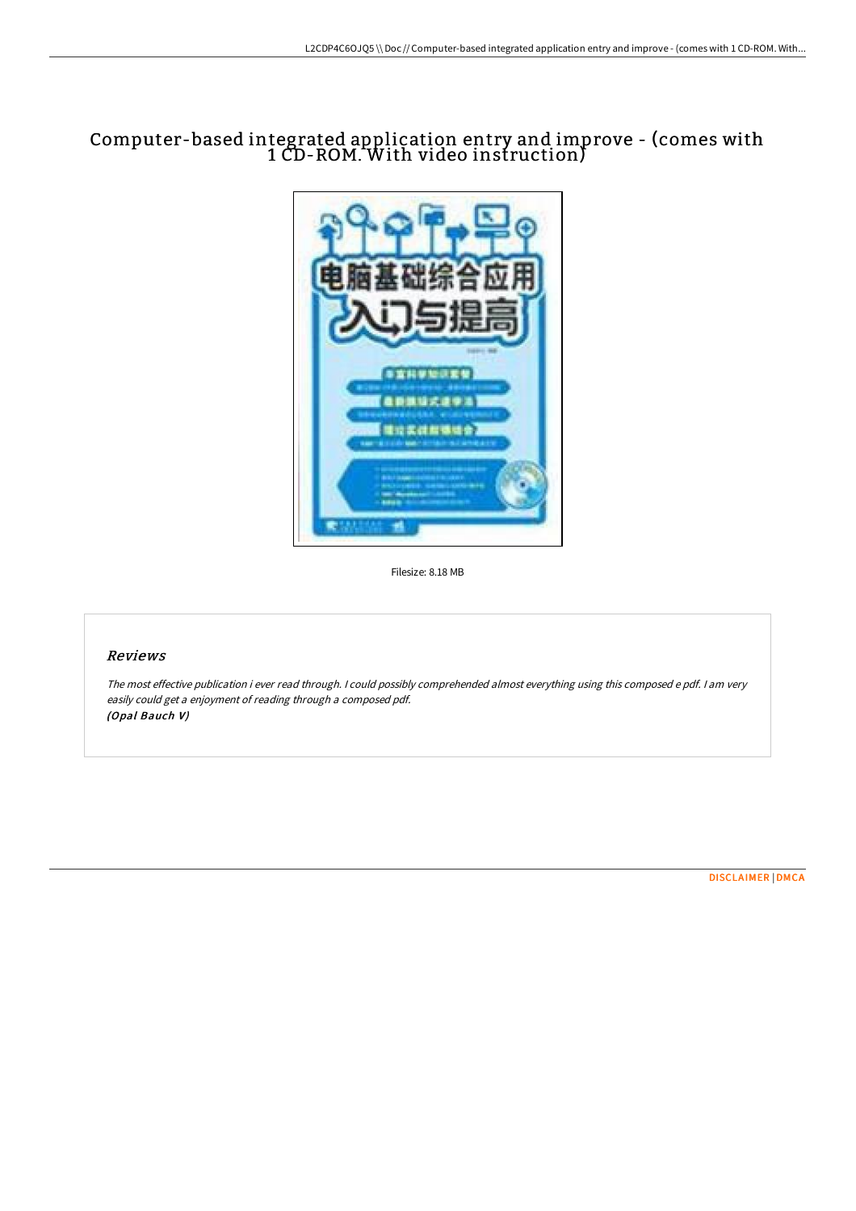# Computer-based integrated application entry and improve - (comes with 1 CD-ROM. With video instruction)

Filesize: 8.18 MB

## Reviews

*The most effective publication i ever read through. I could possibly comprehended almost everything using this composed e pdf. I am very easily could get a enjoyment of reading through a composed pdf.*
*(Opal Bauch V)*

DISCLAIMER | DMCA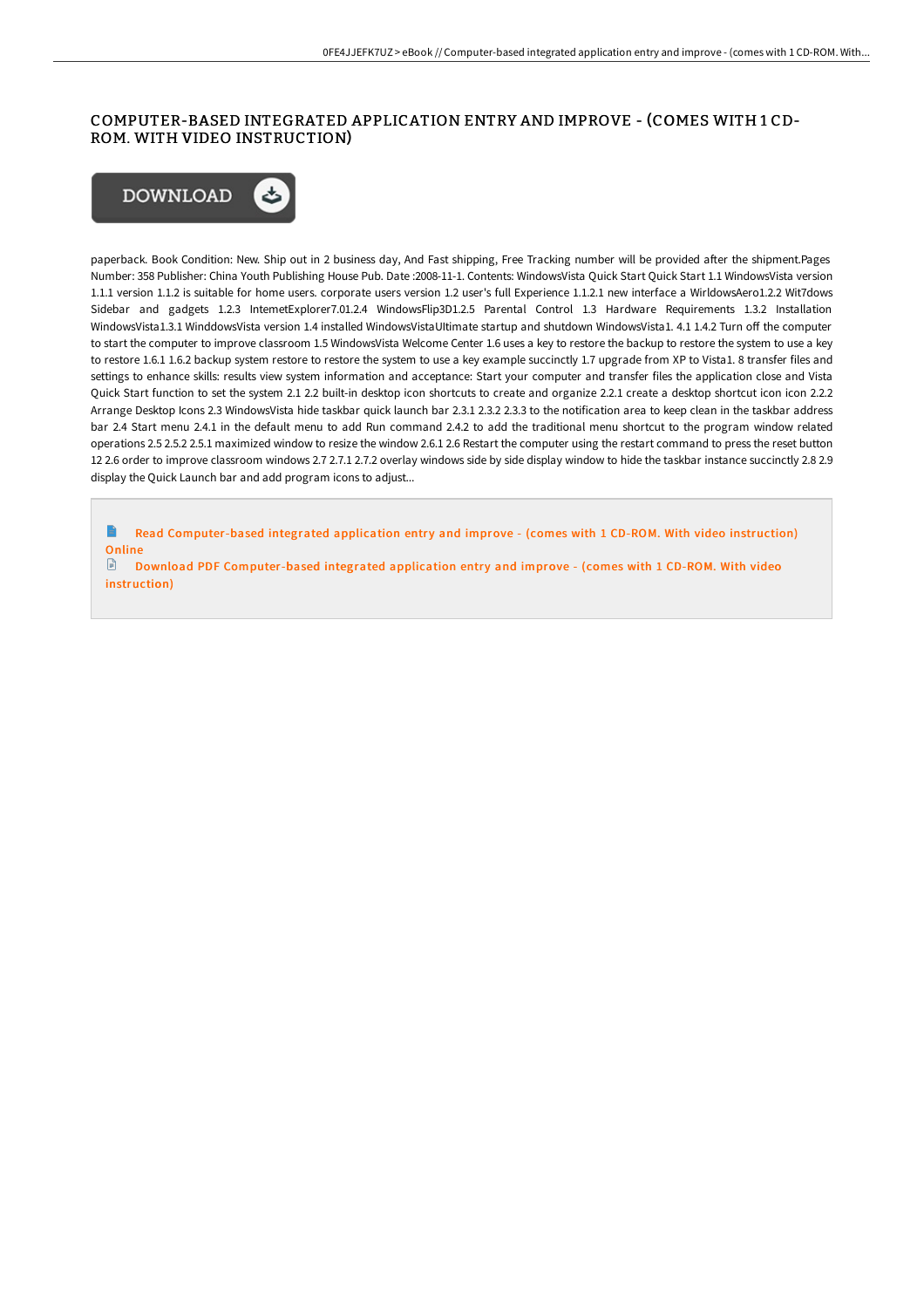# COMPUTER-BASED INTEGRATED APPLICATION ENTRY AND IMPROVE - (COMES WITH 1 CD-ROM. WITH VIDEO INSTRUCTION)

DOWNLOAD

paperback. Book Condition: New. Ship out in 2 business day, And Fast shipping, Free Tracking number will be provided after the shipment.Pages Number: 358 Publisher: China Youth Publishing House Pub. Date :2008-11-1. Contents: WindowsVista Quick Start Quick Start 1.1 WindowsVista version 1.1.1 version 1.1.2 is suitable for home users. corporate users version 1.2 user's full Experience 1.1.2.1 new interface a WirldowsAero1.2.2 Wit7dows Sidebar and gadgets 1.2.3 InternetExplorer7.01.2.4 WindowsFlip3D1.2.5 Parental Control 1.3 Hardware Requirements 1.3.2 Installation WindowsVista1.3.1 WinddowsVista version 1.4 installed WindowsVistaUltimate startup and shutdown WindowsVista1. 4.1 1.4.2 Turn off the computer to start the computer to improve classroom 1.5 WindowsVista Welcome Center 1.6 uses a key to restore the backup to restore the system to use a key to restore 1.6.1 1.6.2 backup system restore to restore the system to use a key example succinctly 1.7 upgrade from XP to Vista1. 8 transfer files and settings to enhance skills: results view system information and acceptance: Start your computer and transfer files the application close and Vista Quick Start function to set the system 2.1 2.2 built-in desktop icon shortcuts to create and organize 2.2.1 create a desktop shortcut icon icon 2.2.2 Arrange Desktop Icons 2.3 WindowsVista hide taskbar quick launch bar 2.3.1 2.3.2 2.3.3 to the notification area to keep clean in the taskbar address bar 2.4 Start menu 2.4.1 in the default menu to add Run command 2.4.2 to add the traditional menu shortcut to the program window related operations 2.5 2.5.2 2.5.1 maximized window to resize the window 2.6.1 2.6 Restart the computer using the restart command to press the reset button 12 2.6 order to improve classroom windows 2.7 2.7.1 2.7.2 overlay windows side by side display window to hide the taskbar instance succinctly 2.8 2.9 display the Quick Launch bar and add program icons to adjust...

Read Computer-based integrated application entry and improve - (comes with 1 CD-ROM. With video instruction) Online

Download PDF Computer-based integrated application entry and improve - (comes with 1 CD-ROM. With video instruction)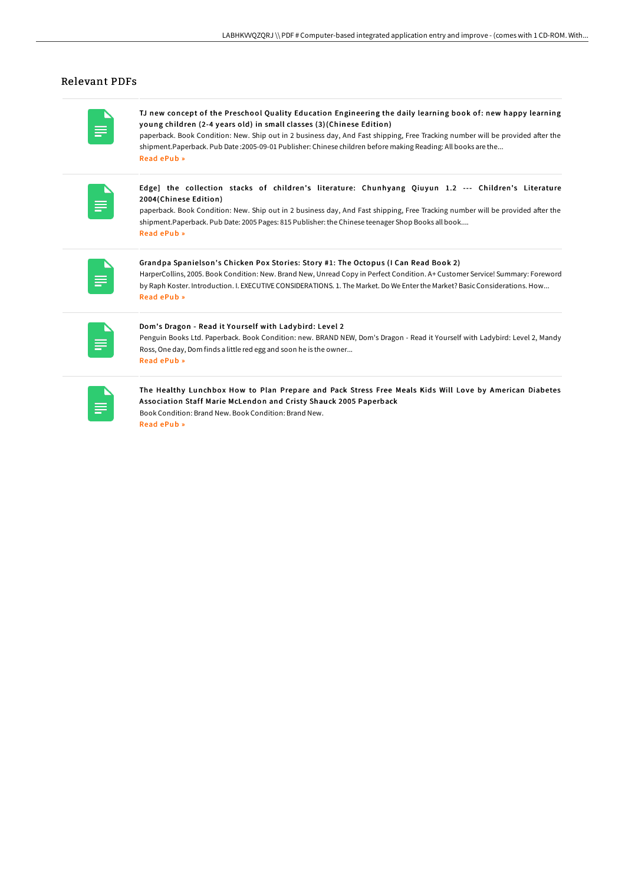## Relevant PDFs

**TJ new concept of the Preschool Quality Education Engineering the daily learning book of: new happy learning young children (2-4 years old) in small classes (3)(Chinese Edition)**

paperback. Book Condition: New. Ship out in 2 business day, And Fast shipping, Free Tracking number will be provided after the shipment.Paperback. Pub Date :2005-09-01 Publisher: Chinese children before making Reading: All books are the...

Read ePub »

**Edge] the collection stacks of children's literature: Chunhyang Qiuyun 1.2 --- Children's Literature 2004(Chinese Edition)**

paperback. Book Condition: New. Ship out in 2 business day, And Fast shipping, Free Tracking number will be provided after the shipment.Paperback. Pub Date: 2005 Pages: 815 Publisher: the Chinese teenager Shop Books all book....

Read ePub »

**Grandpa Spanielson's Chicken Pox Stories: Story #1: The Octopus (I Can Read Book 2)**

HarperCollins, 2005. Book Condition: New. Brand New, Unread Copy in Perfect Condition. A+ Customer Service! Summary: Foreword by Raph Koster. Introduction. I. EXECUTIVE CONSIDERATIONS. 1. The Market. Do We Enter the Market? Basic Considerations. How...

Read ePub »

**Dom's Dragon - Read it Yourself with Ladybird: Level 2**

Penguin Books Ltd. Paperback. Book Condition: new. BRAND NEW, Dom's Dragon - Read it Yourself with Ladybird: Level 2, Mandy Ross, One day, Dom finds a little red egg and soon he is the owner...

Read ePub »

**The Healthy Lunchbox How to Plan Prepare and Pack Stress Free Meals Kids Will Love by American Diabetes Association Staff Marie McLendon and Cristy Shauck 2005 Paperback**

Book Condition: Brand New. Book Condition: Brand New.

Read ePub »